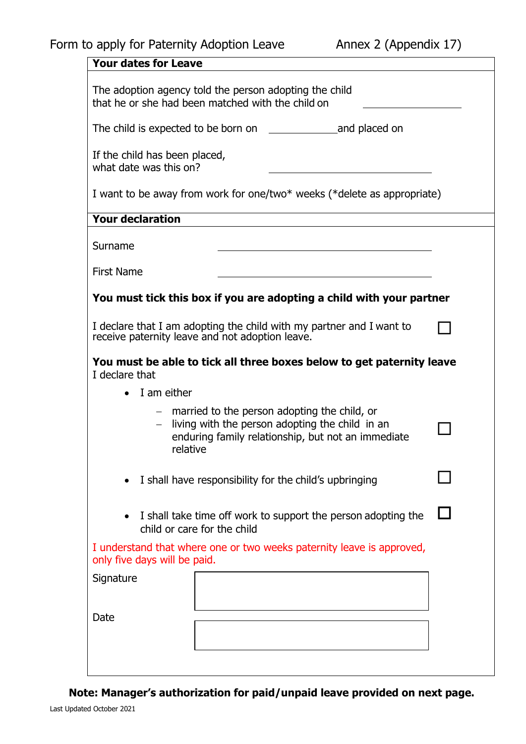Form to apply for Paternity Adoption Leave — Annex 2 (Appendix 17)

## Your dates for Leave

The adoption agency told the person adopting the child that he or she had been matched with the child on ____________________

The child is expected to be born on ______________ and placed on

If the child has been placed, what date was this on? ____________________________

I want to be away from work for one/two* weeks (*delete as appropriate)

## Your declaration

Surname ____________________________

First Name ____________________________

**You must tick this box if you are adopting a child with your partner**

I declare that I am adopting the child with my partner and I want to receive paternity leave and not adoption leave. ☐

**You must be able to tick all three boxes below to get paternity leave**

I declare that

- I am either
  - married to the person adopting the child, or
  - living with the person adopting the child in an enduring family relationship, but not an immediate relative ☐
- I shall have responsibility for the child's upbringing ☐
- I shall take time off work to support the person adopting the child or care for the child ☐

I understand that where one or two weeks paternity leave is approved, only five days will be paid.

Signature ____________________________

Date ____________________________

**Note: Manager's authorization for paid/unpaid leave provided on next page.**

Last Updated October 2021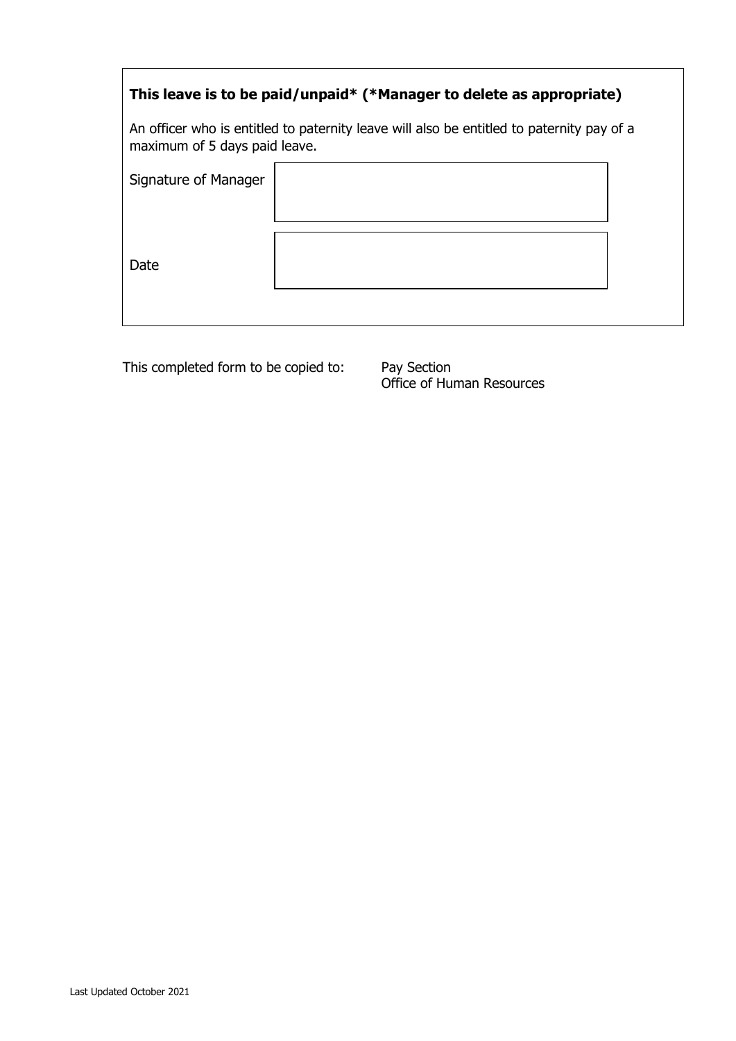**This leave is to be paid/unpaid* (*Manager to delete as appropriate)**

An officer who is entitled to paternity leave will also be entitled to paternity pay of a maximum of 5 days paid leave.

| | |
|---|---|
| Signature of Manager | |
| Date | |

This completed form to be copied to: Pay Section
Office of Human Resources

Last Updated October 2021